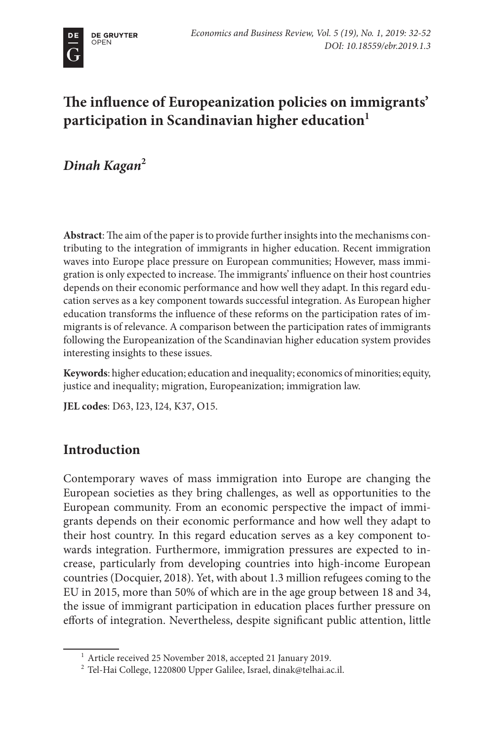# The influence of Europeanization policies on immigrants' participation in Scandinavian higher education[1]

***Dinah Kagan***[2]

**Abstract**: The aim of the paper is to provide further insights into the mechanisms contributing to the integration of immigrants in higher education. Recent immigration waves into Europe place pressure on European communities; However, mass immigration is only expected to increase. The immigrants' influence on their host countries depends on their economic performance and how well they adapt. In this regard education serves as a key component towards successful integration. As European higher education transforms the influence of these reforms on the participation rates of immigrants is of relevance. A comparison between the participation rates of immigrants following the Europeanization of the Scandinavian higher education system provides interesting insights to these issues.

**Keywords**: higher education; education and inequality; economics of minorities; equity, justice and inequality; migration, Europeanization; immigration law.

**JEL codes**: D63, I23, I24, K37, O15.

## Introduction

Contemporary waves of mass immigration into Europe are changing the European societies as they bring challenges, as well as opportunities to the European community. From an economic perspective the impact of immigrants depends on their economic performance and how well they adapt to their host country. In this regard education serves as a key component towards integration. Furthermore, immigration pressures are expected to increase, particularly from developing countries into high-income European countries (Docquier, 2018). Yet, with about 1.3 million refugees coming to the EU in 2015, more than 50% of which are in the age group between 18 and 34, the issue of immigrant participation in education places further pressure on efforts of integration. Nevertheless, despite significant public attention, little

---

[1] Article received 25 November 2018, accepted 21 January 2019.

[2] Tel-Hai College, 1220800 Upper Galilee, Israel, dinak@telhai.ac.il.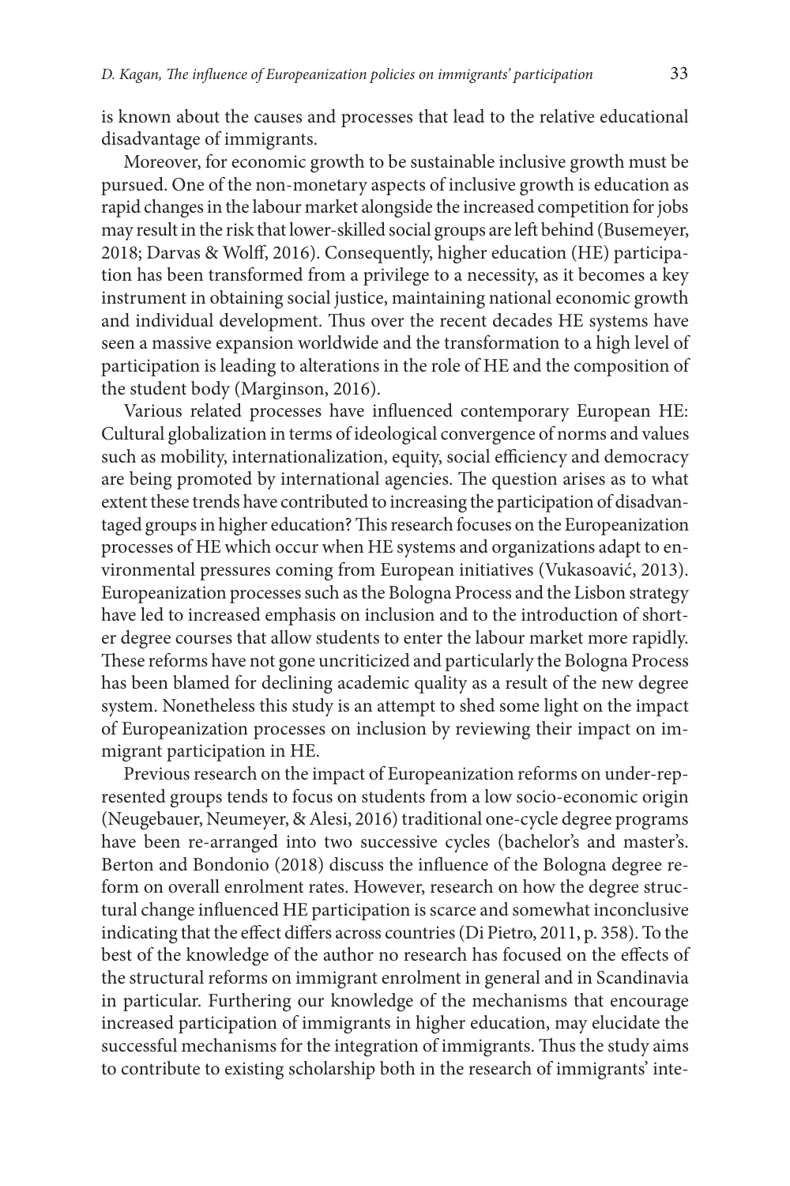is known about the causes and processes that lead to the relative educational disadvantage of immigrants.

Moreover, for economic growth to be sustainable inclusive growth must be pursued. One of the non-monetary aspects of inclusive growth is education as rapid changes in the labour market alongside the increased competition for jobs may result in the risk that lower-skilled social groups are left behind (Busemeyer, 2018; Darvas & Wolff, 2016). Consequently, higher education (HE) participation has been transformed from a privilege to a necessity, as it becomes a key instrument in obtaining social justice, maintaining national economic growth and individual development. Thus over the recent decades HE systems have seen a massive expansion worldwide and the transformation to a high level of participation is leading to alterations in the role of HE and the composition of the student body (Marginson, 2016).

Various related processes have influenced contemporary European HE: Cultural globalization in terms of ideological convergence of norms and values such as mobility, internationalization, equity, social efficiency and democracy are being promoted by international agencies. The question arises as to what extent these trends have contributed to increasing the participation of disadvantaged groups in higher education? This research focuses on the Europeanization processes of HE which occur when HE systems and organizations adapt to environmental pressures coming from European initiatives (Vukasoavić, 2013). Europeanization processes such as the Bologna Process and the Lisbon strategy have led to increased emphasis on inclusion and to the introduction of shorter degree courses that allow students to enter the labour market more rapidly. These reforms have not gone uncriticized and particularly the Bologna Process has been blamed for declining academic quality as a result of the new degree system. Nonetheless this study is an attempt to shed some light on the impact of Europeanization processes on inclusion by reviewing their impact on immigrant participation in HE.

Previous research on the impact of Europeanization reforms on under-represented groups tends to focus on students from a low socio-economic origin (Neugebauer, Neumeyer, & Alesi, 2016) traditional one-cycle degree programs have been re-arranged into two successive cycles (bachelor's and master's. Berton and Bondonio (2018) discuss the influence of the Bologna degree reform on overall enrolment rates. However, research on how the degree structural change influenced HE participation is scarce and somewhat inconclusive indicating that the effect differs across countries (Di Pietro, 2011, p. 358). To the best of the knowledge of the author no research has focused on the effects of the structural reforms on immigrant enrolment in general and in Scandinavia in particular. Furthering our knowledge of the mechanisms that encourage increased participation of immigrants in higher education, may elucidate the successful mechanisms for the integration of immigrants. Thus the study aims to contribute to existing scholarship both in the research of immigrants' inte-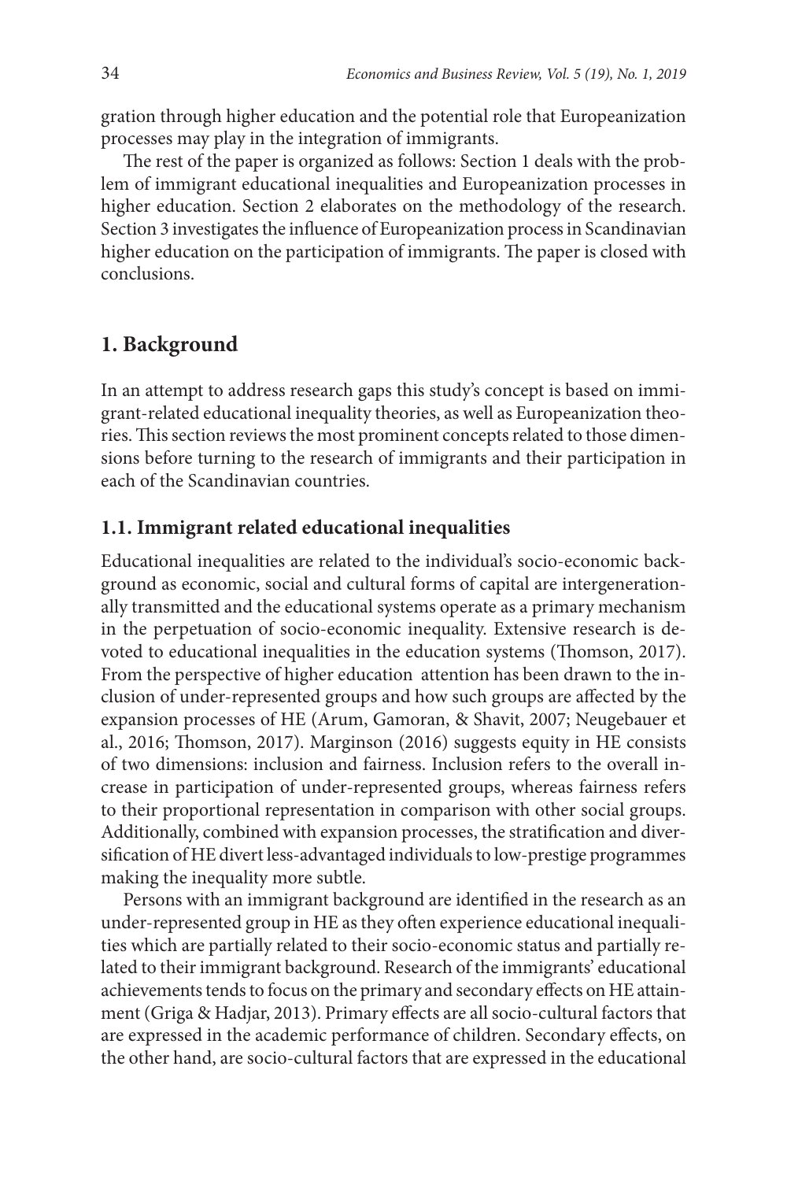gration through higher education and the potential role that Europeanization processes may play in the integration of immigrants.

The rest of the paper is organized as follows: Section 1 deals with the problem of immigrant educational inequalities and Europeanization processes in higher education. Section 2 elaborates on the methodology of the research. Section 3 investigates the influence of Europeanization process in Scandinavian higher education on the participation of immigrants. The paper is closed with conclusions.

## 1. Background

In an attempt to address research gaps this study's concept is based on immigrant-related educational inequality theories, as well as Europeanization theories. This section reviews the most prominent concepts related to those dimensions before turning to the research of immigrants and their participation in each of the Scandinavian countries.

### 1.1. Immigrant related educational inequalities

Educational inequalities are related to the individual's socio-economic background as economic, social and cultural forms of capital are intergenerationally transmitted and the educational systems operate as a primary mechanism in the perpetuation of socio-economic inequality. Extensive research is devoted to educational inequalities in the education systems (Thomson, 2017). From the perspective of higher education attention has been drawn to the inclusion of under-represented groups and how such groups are affected by the expansion processes of HE (Arum, Gamoran, & Shavit, 2007; Neugebauer et al., 2016; Thomson, 2017). Marginson (2016) suggests equity in HE consists of two dimensions: inclusion and fairness. Inclusion refers to the overall increase in participation of under-represented groups, whereas fairness refers to their proportional representation in comparison with other social groups. Additionally, combined with expansion processes, the stratification and diversification of HE divert less-advantaged individuals to low-prestige programmes making the inequality more subtle.

Persons with an immigrant background are identified in the research as an under-represented group in HE as they often experience educational inequalities which are partially related to their socio-economic status and partially related to their immigrant background. Research of the immigrants' educational achievements tends to focus on the primary and secondary effects on HE attainment (Griga & Hadjar, 2013). Primary effects are all socio-cultural factors that are expressed in the academic performance of children. Secondary effects, on the other hand, are socio-cultural factors that are expressed in the educational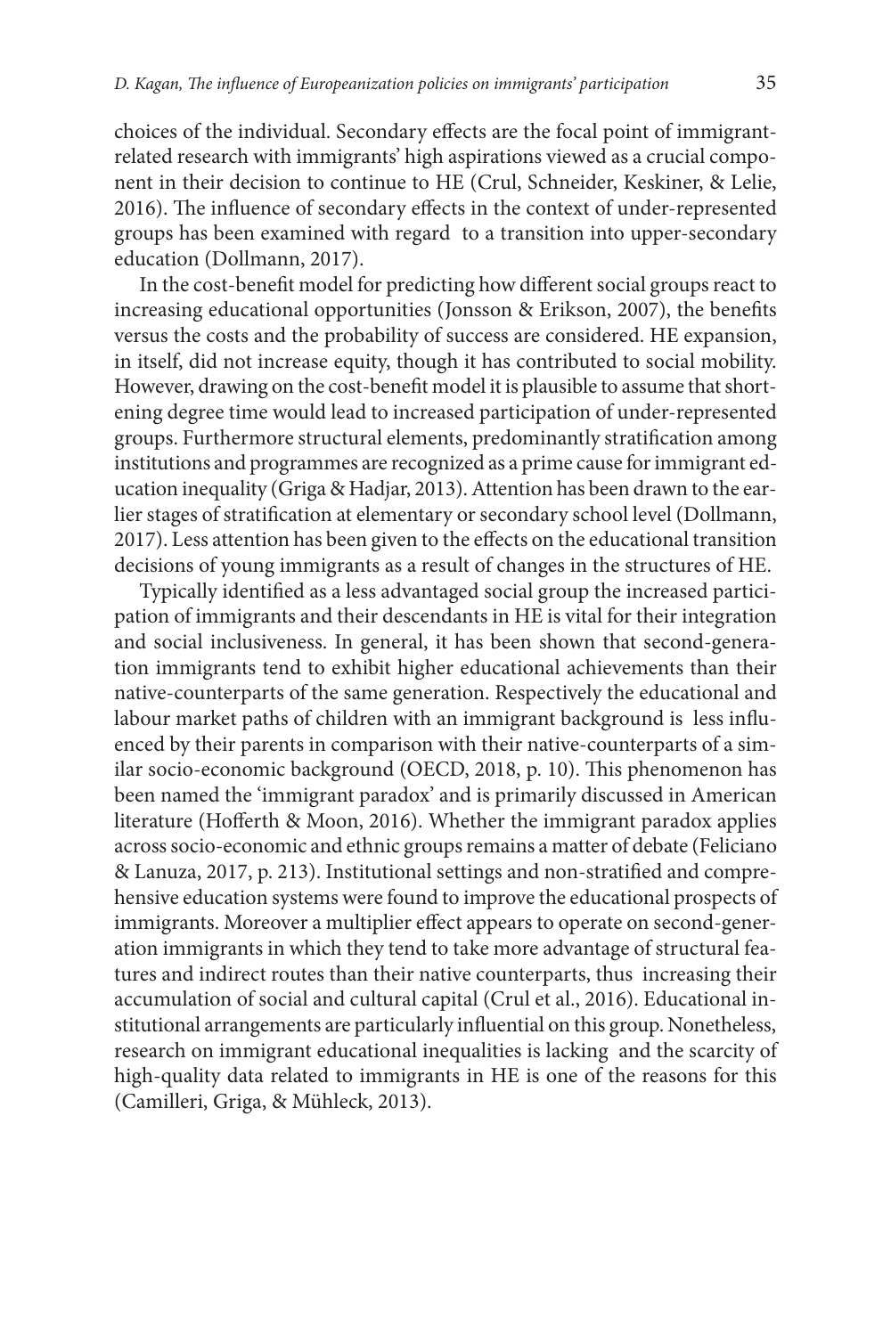choices of the individual. Secondary effects are the focal point of immigrant-related research with immigrants' high aspirations viewed as a crucial component in their decision to continue to HE (Crul, Schneider, Keskiner, & Lelie, 2016). The influence of secondary effects in the context of under-represented groups has been examined with regard to a transition into upper-secondary education (Dollmann, 2017).

In the cost-benefit model for predicting how different social groups react to increasing educational opportunities (Jonsson & Erikson, 2007), the benefits versus the costs and the probability of success are considered. HE expansion, in itself, did not increase equity, though it has contributed to social mobility. However, drawing on the cost-benefit model it is plausible to assume that shortening degree time would lead to increased participation of under-represented groups. Furthermore structural elements, predominantly stratification among institutions and programmes are recognized as a prime cause for immigrant education inequality (Griga & Hadjar, 2013). Attention has been drawn to the earlier stages of stratification at elementary or secondary school level (Dollmann, 2017). Less attention has been given to the effects on the educational transition decisions of young immigrants as a result of changes in the structures of HE.

Typically identified as a less advantaged social group the increased participation of immigrants and their descendants in HE is vital for their integration and social inclusiveness. In general, it has been shown that second-generation immigrants tend to exhibit higher educational achievements than their native-counterparts of the same generation. Respectively the educational and labour market paths of children with an immigrant background is less influenced by their parents in comparison with their native-counterparts of a similar socio-economic background (OECD, 2018, p. 10). This phenomenon has been named the 'immigrant paradox' and is primarily discussed in American literature (Hofferth & Moon, 2016). Whether the immigrant paradox applies across socio-economic and ethnic groups remains a matter of debate (Feliciano & Lanuza, 2017, p. 213). Institutional settings and non-stratified and comprehensive education systems were found to improve the educational prospects of immigrants. Moreover a multiplier effect appears to operate on second-generation immigrants in which they tend to take more advantage of structural features and indirect routes than their native counterparts, thus increasing their accumulation of social and cultural capital (Crul et al., 2016). Educational institutional arrangements are particularly influential on this group. Nonetheless, research on immigrant educational inequalities is lacking and the scarcity of high-quality data related to immigrants in HE is one of the reasons for this (Camilleri, Griga, & Mühleck, 2013).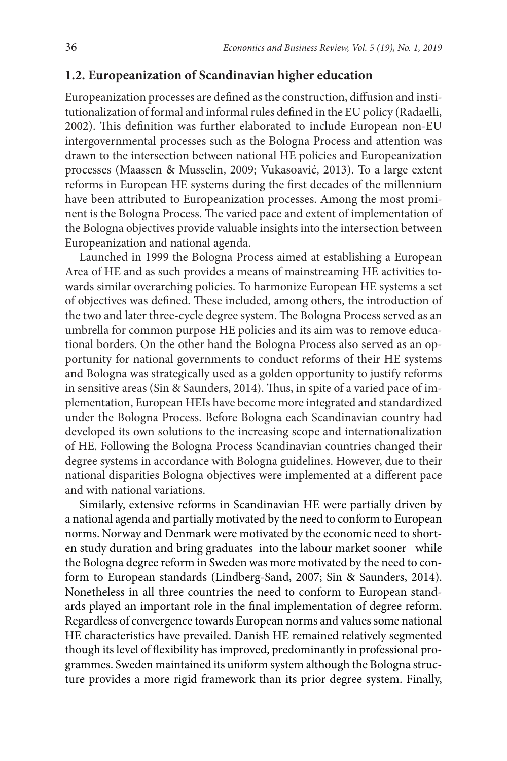### 1.2. Europeanization of Scandinavian higher education

Europeanization processes are defined as the construction, diffusion and institutionalization of formal and informal rules defined in the EU policy (Radaelli, 2002). This definition was further elaborated to include European non-EU intergovernmental processes such as the Bologna Process and attention was drawn to the intersection between national HE policies and Europeanization processes (Maassen & Musselin, 2009; Vukasoavić, 2013). To a large extent reforms in European HE systems during the first decades of the millennium have been attributed to Europeanization processes. Among the most prominent is the Bologna Process. The varied pace and extent of implementation of the Bologna objectives provide valuable insights into the intersection between Europeanization and national agenda.

Launched in 1999 the Bologna Process aimed at establishing a European Area of HE and as such provides a means of mainstreaming HE activities towards similar overarching policies. To harmonize European HE systems a set of objectives was defined. These included, among others, the introduction of the two and later three-cycle degree system. The Bologna Process served as an umbrella for common purpose HE policies and its aim was to remove educational borders. On the other hand the Bologna Process also served as an opportunity for national governments to conduct reforms of their HE systems and Bologna was strategically used as a golden opportunity to justify reforms in sensitive areas (Sin & Saunders, 2014). Thus, in spite of a varied pace of implementation, European HEIs have become more integrated and standardized under the Bologna Process. Before Bologna each Scandinavian country had developed its own solutions to the increasing scope and internationalization of HE. Following the Bologna Process Scandinavian countries changed their degree systems in accordance with Bologna guidelines. However, due to their national disparities Bologna objectives were implemented at a different pace and with national variations.

Similarly, extensive reforms in Scandinavian HE were partially driven by a national agenda and partially motivated by the need to conform to European norms. Norway and Denmark were motivated by the economic need to shorten study duration and bring graduates into the labour market sooner while the Bologna degree reform in Sweden was more motivated by the need to conform to European standards (Lindberg-Sand, 2007; Sin & Saunders, 2014). Nonetheless in all three countries the need to conform to European standards played an important role in the final implementation of degree reform. Regardless of convergence towards European norms and values some national HE characteristics have prevailed. Danish HE remained relatively segmented though its level of flexibility has improved, predominantly in professional programmes. Sweden maintained its uniform system although the Bologna structure provides a more rigid framework than its prior degree system. Finally,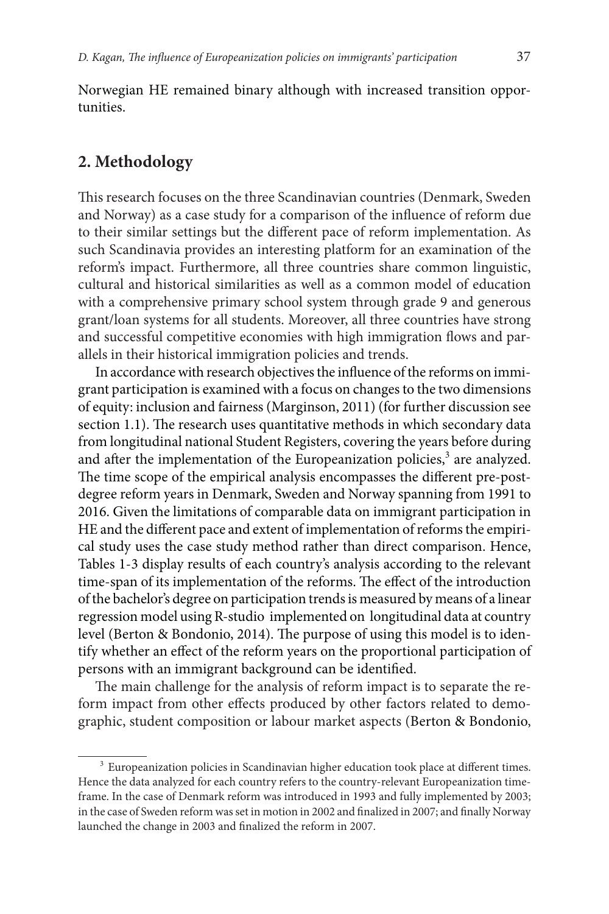Norwegian HE remained binary although with increased transition opportunities.

## 2. Methodology

This research focuses on the three Scandinavian countries (Denmark, Sweden and Norway) as a case study for a comparison of the influence of reform due to their similar settings but the different pace of reform implementation. As such Scandinavia provides an interesting platform for an examination of the reform's impact. Furthermore, all three countries share common linguistic, cultural and historical similarities as well as a common model of education with a comprehensive primary school system through grade 9 and generous grant/loan systems for all students. Moreover, all three countries have strong and successful competitive economies with high immigration flows and parallels in their historical immigration policies and trends.

In accordance with research objectives the influence of the reforms on immigrant participation is examined with a focus on changes to the two dimensions of equity: inclusion and fairness (Marginson, 2011) (for further discussion see section 1.1). The research uses quantitative methods in which secondary data from longitudinal national Student Registers, covering the years before during and after the implementation of the Europeanization policies,[3] are analyzed. The time scope of the empirical analysis encompasses the different pre-post-degree reform years in Denmark, Sweden and Norway spanning from 1991 to 2016. Given the limitations of comparable data on immigrant participation in HE and the different pace and extent of implementation of reforms the empirical study uses the case study method rather than direct comparison. Hence, Tables 1-3 display results of each country's analysis according to the relevant time-span of its implementation of the reforms. The effect of the introduction of the bachelor's degree on participation trends is measured by means of a linear regression model using R-studio implemented on longitudinal data at country level (Berton & Bondonio, 2014). The purpose of using this model is to identify whether an effect of the reform years on the proportional participation of persons with an immigrant background can be identified.

The main challenge for the analysis of reform impact is to separate the reform impact from other effects produced by other factors related to demographic, student composition or labour market aspects (Berton & Bondonio,

---

[3] Europeanization policies in Scandinavian higher education took place at different times. Hence the data analyzed for each country refers to the country-relevant Europeanization timeframe. In the case of Denmark reform was introduced in 1993 and fully implemented by 2003; in the case of Sweden reform was set in motion in 2002 and finalized in 2007; and finally Norway launched the change in 2003 and finalized the reform in 2007.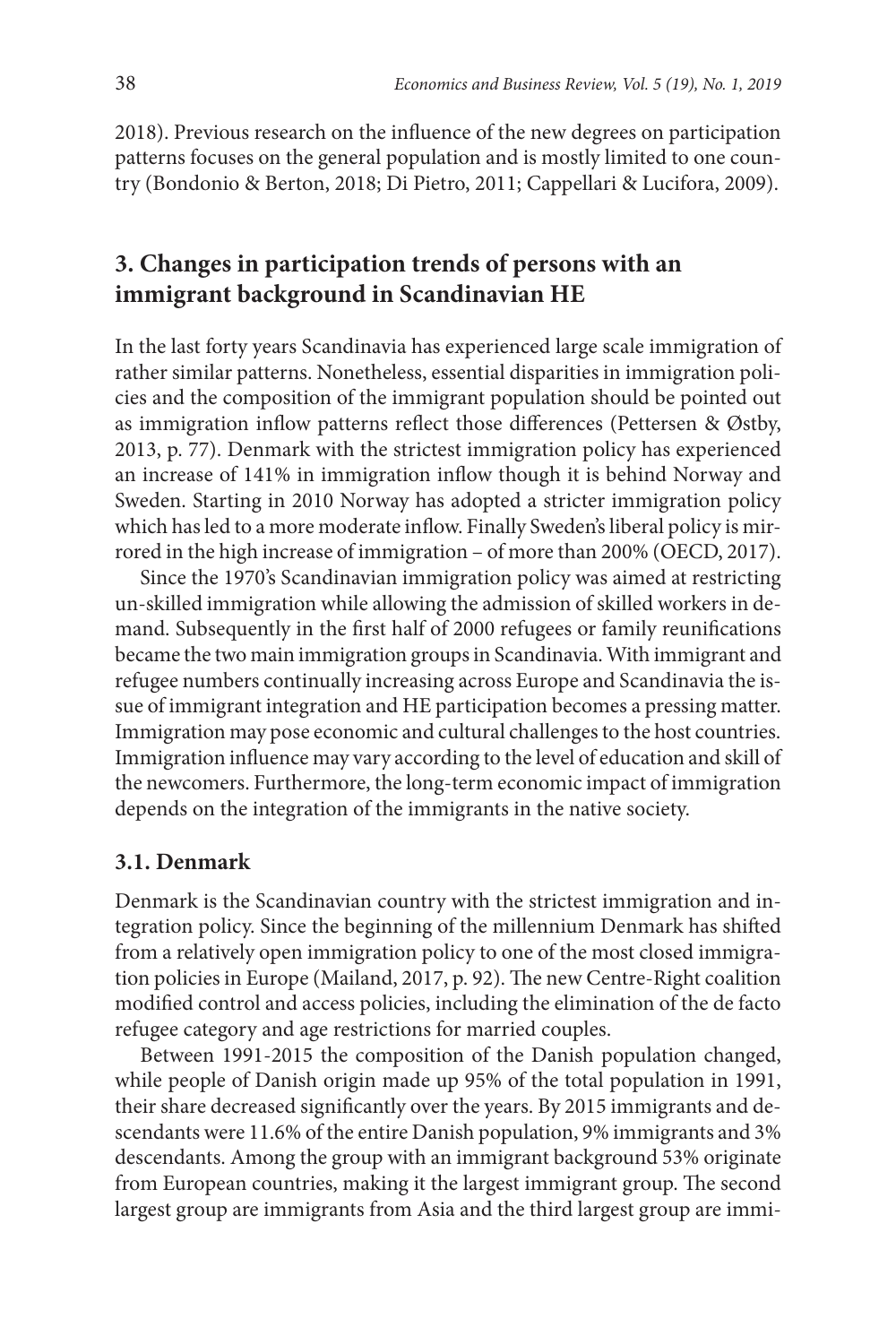2018). Previous research on the influence of the new degrees on participation patterns focuses on the general population and is mostly limited to one country (Bondonio & Berton, 2018; Di Pietro, 2011; Cappellari & Lucifora, 2009).

## 3. Changes in participation trends of persons with an immigrant background in Scandinavian HE

In the last forty years Scandinavia has experienced large scale immigration of rather similar patterns. Nonetheless, essential disparities in immigration policies and the composition of the immigrant population should be pointed out as immigration inflow patterns reflect those differences (Pettersen & Østby, 2013, p. 77). Denmark with the strictest immigration policy has experienced an increase of 141% in immigration inflow though it is behind Norway and Sweden. Starting in 2010 Norway has adopted a stricter immigration policy which has led to a more moderate inflow. Finally Sweden's liberal policy is mirrored in the high increase of immigration – of more than 200% (OECD, 2017).

Since the 1970's Scandinavian immigration policy was aimed at restricting un-skilled immigration while allowing the admission of skilled workers in demand. Subsequently in the first half of 2000 refugees or family reunifications became the two main immigration groups in Scandinavia. With immigrant and refugee numbers continually increasing across Europe and Scandinavia the issue of immigrant integration and HE participation becomes a pressing matter. Immigration may pose economic and cultural challenges to the host countries. Immigration influence may vary according to the level of education and skill of the newcomers. Furthermore, the long-term economic impact of immigration depends on the integration of the immigrants in the native society.

### 3.1. Denmark

Denmark is the Scandinavian country with the strictest immigration and integration policy. Since the beginning of the millennium Denmark has shifted from a relatively open immigration policy to one of the most closed immigration policies in Europe (Mailand, 2017, p. 92). The new Centre-Right coalition modified control and access policies, including the elimination of the de facto refugee category and age restrictions for married couples.

Between 1991-2015 the composition of the Danish population changed, while people of Danish origin made up 95% of the total population in 1991, their share decreased significantly over the years. By 2015 immigrants and descendants were 11.6% of the entire Danish population, 9% immigrants and 3% descendants. Among the group with an immigrant background 53% originate from European countries, making it the largest immigrant group. The second largest group are immigrants from Asia and the third largest group are immi-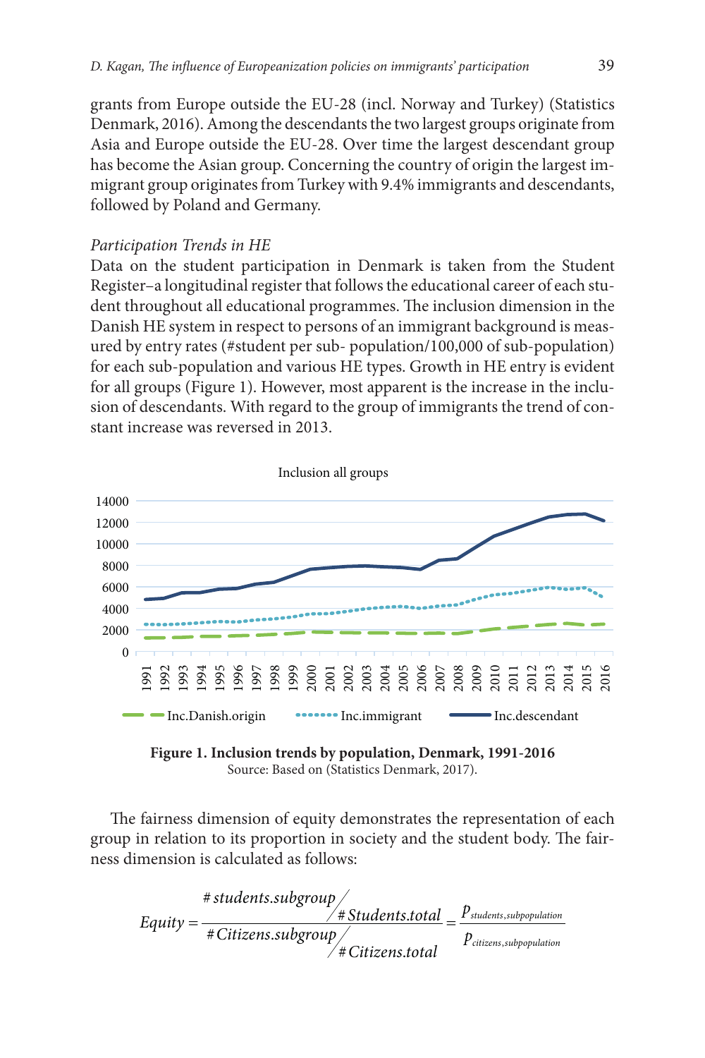grants from Europe outside the EU-28 (incl. Norway and Turkey) (Statistics Denmark, 2016). Among the descendants the two largest groups originate from Asia and Europe outside the EU-28. Over time the largest descendant group has become the Asian group. Concerning the country of origin the largest immigrant group originates from Turkey with 9.4% immigrants and descendants, followed by Poland and Germany.

*Participation Trends in HE*

Data on the student participation in Denmark is taken from the Student Register–a longitudinal register that follows the educational career of each student throughout all educational programmes. The inclusion dimension in the Danish HE system in respect to persons of an immigrant background is measured by entry rates (#student per sub- population/100,000 of sub-population) for each sub-population and various HE types. Growth in HE entry is evident for all groups (Figure 1). However, most apparent is the increase in the inclusion of descendants. With regard to the group of immigrants the trend of constant increase was reversed in 2013.

**Figure 1. Inclusion trends by population, Denmark, 1991-2016**
Source: Based on (Statistics Denmark, 2017).

The fairness dimension of equity demonstrates the representation of each group in relation to its proportion in society and the student body. The fairness dimension is calculated as follows:

$$Equity = \frac{\#students.subgroup / \#Students.total}{\#Citizens.subgroup / \#Citizens.total} = \frac{p_{students,subpopulation}}{p_{citizens,subpopulation}}$$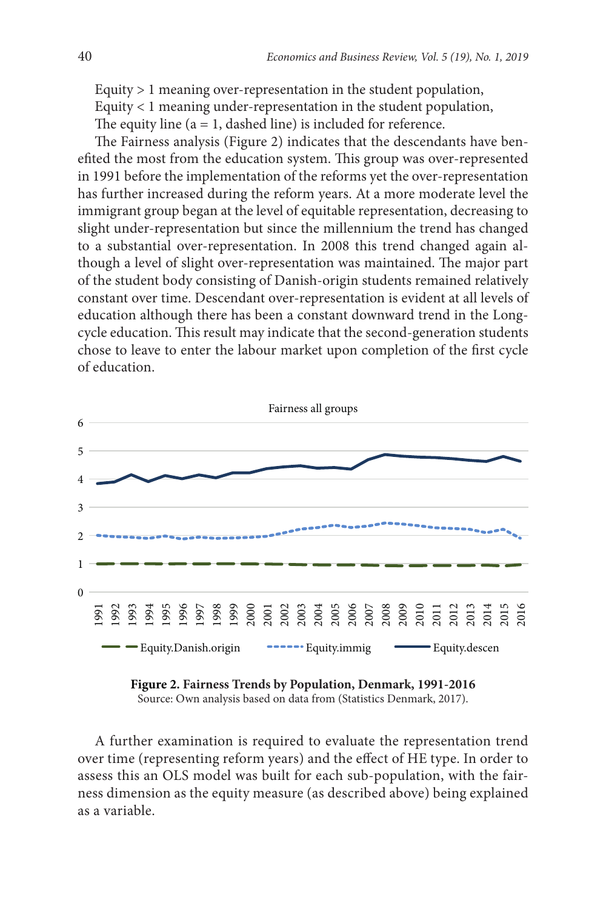Equity > 1 meaning over-representation in the student population,
Equity < 1 meaning under-representation in the student population,
The equity line (a = 1, dashed line) is included for reference.

The Fairness analysis (Figure 2) indicates that the descendants have benefited the most from the education system. This group was over-represented in 1991 before the implementation of the reforms yet the over-representation has further increased during the reform years. At a more moderate level the immigrant group began at the level of equitable representation, decreasing to slight under-representation but since the millennium the trend has changed to a substantial over-representation. In 2008 this trend changed again although a level of slight over-representation was maintained. The major part of the student body consisting of Danish-origin students remained relatively constant over time. Descendant over-representation is evident at all levels of education although there has been a constant downward trend in the Long-cycle education. This result may indicate that the second-generation students chose to leave to enter the labour market upon completion of the first cycle of education.

**Figure 2. Fairness Trends by Population, Denmark, 1991-2016**
Source: Own analysis based on data from (Statistics Denmark, 2017).

A further examination is required to evaluate the representation trend over time (representing reform years) and the effect of HE type. In order to assess this an OLS model was built for each sub-population, with the fairness dimension as the equity measure (as described above) being explained as a variable.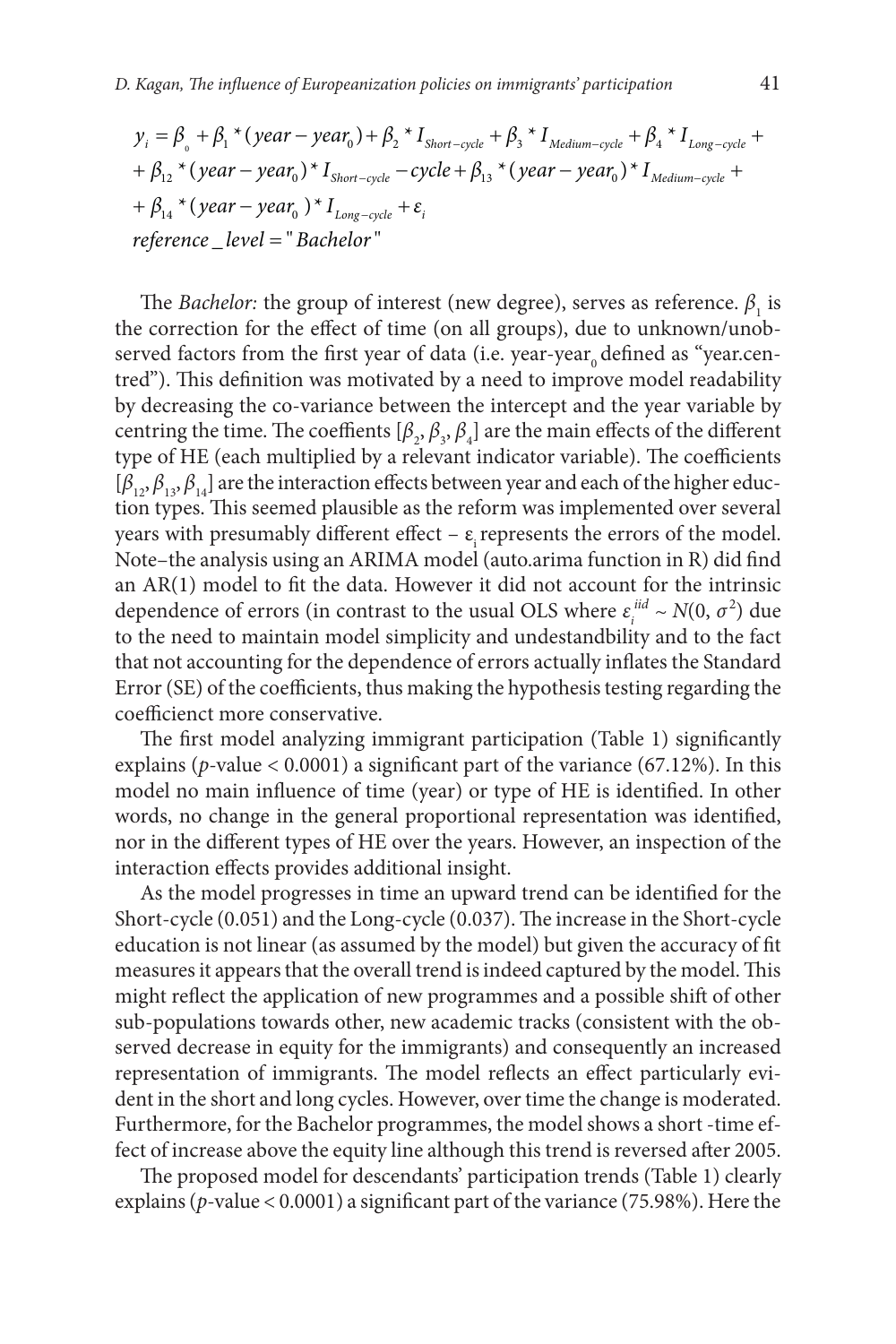$$
\begin{aligned}
y_i &= \beta_0 + \beta_1 * (year - year_0) + \beta_2 * I_{Short-cycle} + \beta_3 * I_{Medium-cycle} + \beta_4 * I_{Long-cycle} + \\
&+ \beta_{12} * (year - year_0) * I_{Short-cycle} - cycle + \beta_{13} * (year - year_0) * I_{Medium-cycle} + \\
&+ \beta_{14} * (year - year_0) * I_{Long-cycle} + \varepsilon_i \\
&reference\_level = "Bachelor"
\end{aligned}
$$

The *Bachelor:* the group of interest (new degree), serves as reference. $\beta_1$ is the correction for the effect of time (on all groups), due to unknown/unobserved factors from the first year of data (i.e. year-year$_0$ defined as "year.centred"). This definition was motivated by a need to improve model readability by decreasing the co-variance between the intercept and the year variable by centring the time. The coeffients $[\beta_2, \beta_3, \beta_4]$ are the main effects of the different type of HE (each multiplied by a relevant indicator variable). The coefficients $[\beta_{12}, \beta_{13}, \beta_{14}]$ are the interaction effects between year and each of the higher eduction types. This seemed plausible as the reform was implemented over several years with presumably different effect – $\varepsilon_i$ represents the errors of the model. Note–the analysis using an ARIMA model (auto.arima function in R) did find an AR(1) model to fit the data. However it did not account for the intrinsic dependence of errors (in contrast to the usual OLS where $\varepsilon_i^{iid} \sim N(0, \sigma^2)$ due to the need to maintain model simplicity and undestandbility and to the fact that not accounting for the dependence of errors actually inflates the Standard Error (SE) of the coefficients, thus making the hypothesis testing regarding the coefficienct more conservative.

The first model analyzing immigrant participation (Table 1) significantly explains ($p$-value < 0.0001) a significant part of the variance (67.12%). In this model no main influence of time (year) or type of HE is identified. In other words, no change in the general proportional representation was identified, nor in the different types of HE over the years. However, an inspection of the interaction effects provides additional insight.

As the model progresses in time an upward trend can be identified for the Short-cycle (0.051) and the Long-cycle (0.037). The increase in the Short-cycle education is not linear (as assumed by the model) but given the accuracy of fit measures it appears that the overall trend is indeed captured by the model. This might reflect the application of new programmes and a possible shift of other sub-populations towards other, new academic tracks (consistent with the observed decrease in equity for the immigrants) and consequently an increased representation of immigrants. The model reflects an effect particularly evident in the short and long cycles. However, over time the change is moderated. Furthermore, for the Bachelor programmes, the model shows a short -time effect of increase above the equity line although this trend is reversed after 2005.

The proposed model for descendants' participation trends (Table 1) clearly explains ($p$-value < 0.0001) a significant part of the variance (75.98%). Here the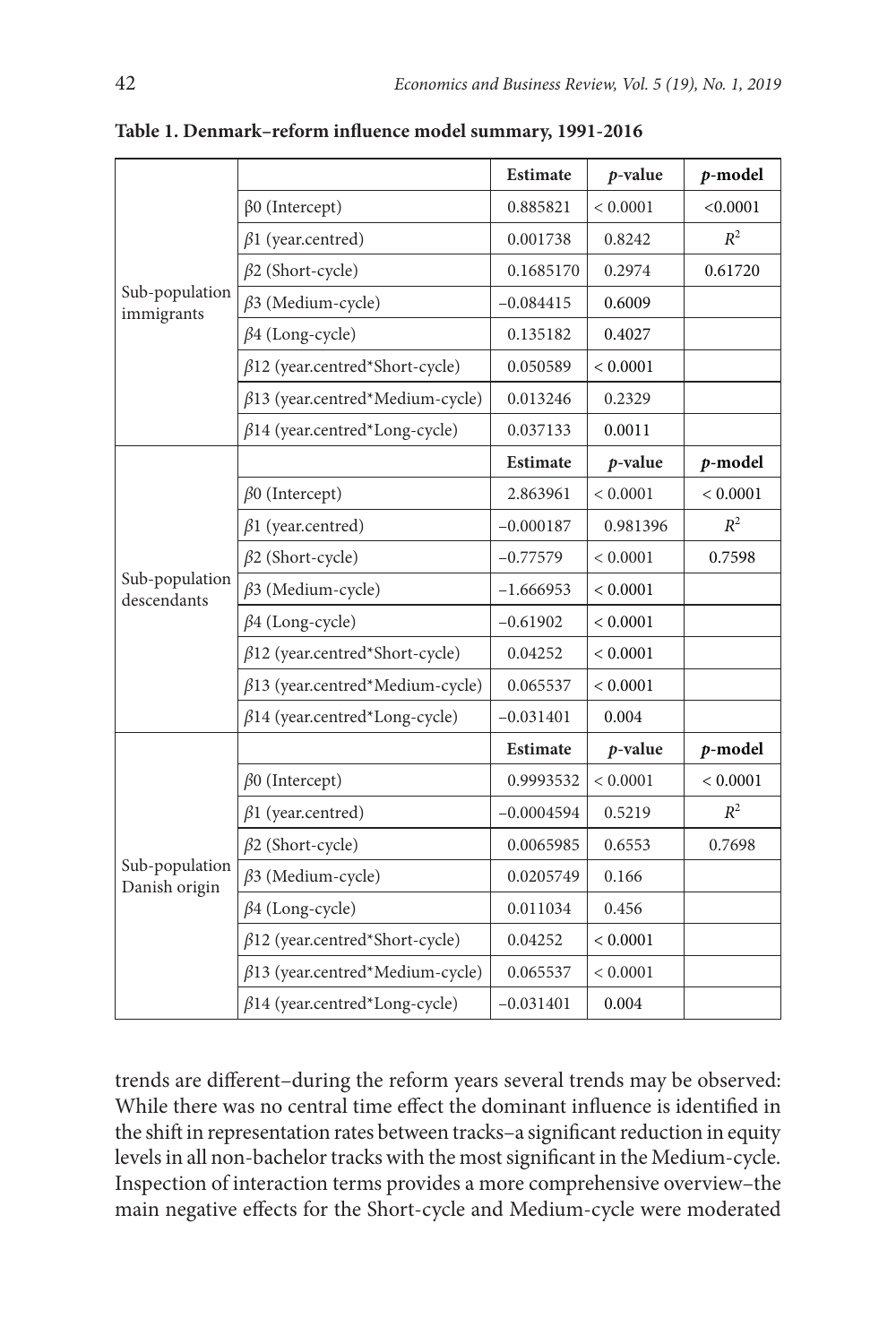**Table 1. Denmark–reform influence model summary, 1991-2016**

| | | Estimate | *p*-value | *p*-model |
|---|---|---|---|---|
| Sub-population immigrants | β0 (Intercept) | 0.885821 | < 0.0001 | <0.0001 |
| | β1 (year.centred) | 0.001738 | 0.8242 | $R^2$ |
| | β2 (Short-cycle) | 0.1685170 | 0.2974 | 0.61720 |
| | β3 (Medium-cycle) | −0.084415 | 0.6009 | |
| | β4 (Long-cycle) | 0.135182 | 0.4027 | |
| | β12 (year.centred*Short-cycle) | 0.050589 | < 0.0001 | |
| | β13 (year.centred*Medium-cycle) | 0.013246 | 0.2329 | |
| | β14 (year.centred*Long-cycle) | 0.037133 | 0.0011 | |
| Sub-population descendants | | **Estimate** | ***p*-value** | ***p*-model** |
| | β0 (Intercept) | 2.863961 | < 0.0001 | < 0.0001 |
| | β1 (year.centred) | −0.000187 | 0.981396 | $R^2$ |
| | β2 (Short-cycle) | −0.77579 | < 0.0001 | 0.7598 |
| | β3 (Medium-cycle) | −1.666953 | < 0.0001 | |
| | β4 (Long-cycle) | −0.61902 | < 0.0001 | |
| | β12 (year.centred*Short-cycle) | 0.04252 | < 0.0001 | |
| | β13 (year.centred*Medium-cycle) | 0.065537 | < 0.0001 | |
| | β14 (year.centred*Long-cycle) | −0.031401 | 0.004 | |
| Sub-population Danish origin | | **Estimate** | ***p*-value** | ***p*-model** |
| | β0 (Intercept) | 0.9993532 | < 0.0001 | < 0.0001 |
| | β1 (year.centred) | −0.0004594 | 0.5219 | $R^2$ |
| | β2 (Short-cycle) | 0.0065985 | 0.6553 | 0.7698 |
| | β3 (Medium-cycle) | 0.0205749 | 0.166 | |
| | β4 (Long-cycle) | 0.011034 | 0.456 | |
| | β12 (year.centred*Short-cycle) | 0.04252 | < 0.0001 | |
| | β13 (year.centred*Medium-cycle) | 0.065537 | < 0.0001 | |
| | β14 (year.centred*Long-cycle) | −0.031401 | 0.004 | |

trends are different–during the reform years several trends may be observed: While there was no central time effect the dominant influence is identified in the shift in representation rates between tracks–a significant reduction in equity levels in all non-bachelor tracks with the most significant in the Medium-cycle. Inspection of interaction terms provides a more comprehensive overview–the main negative effects for the Short-cycle and Medium-cycle were moderated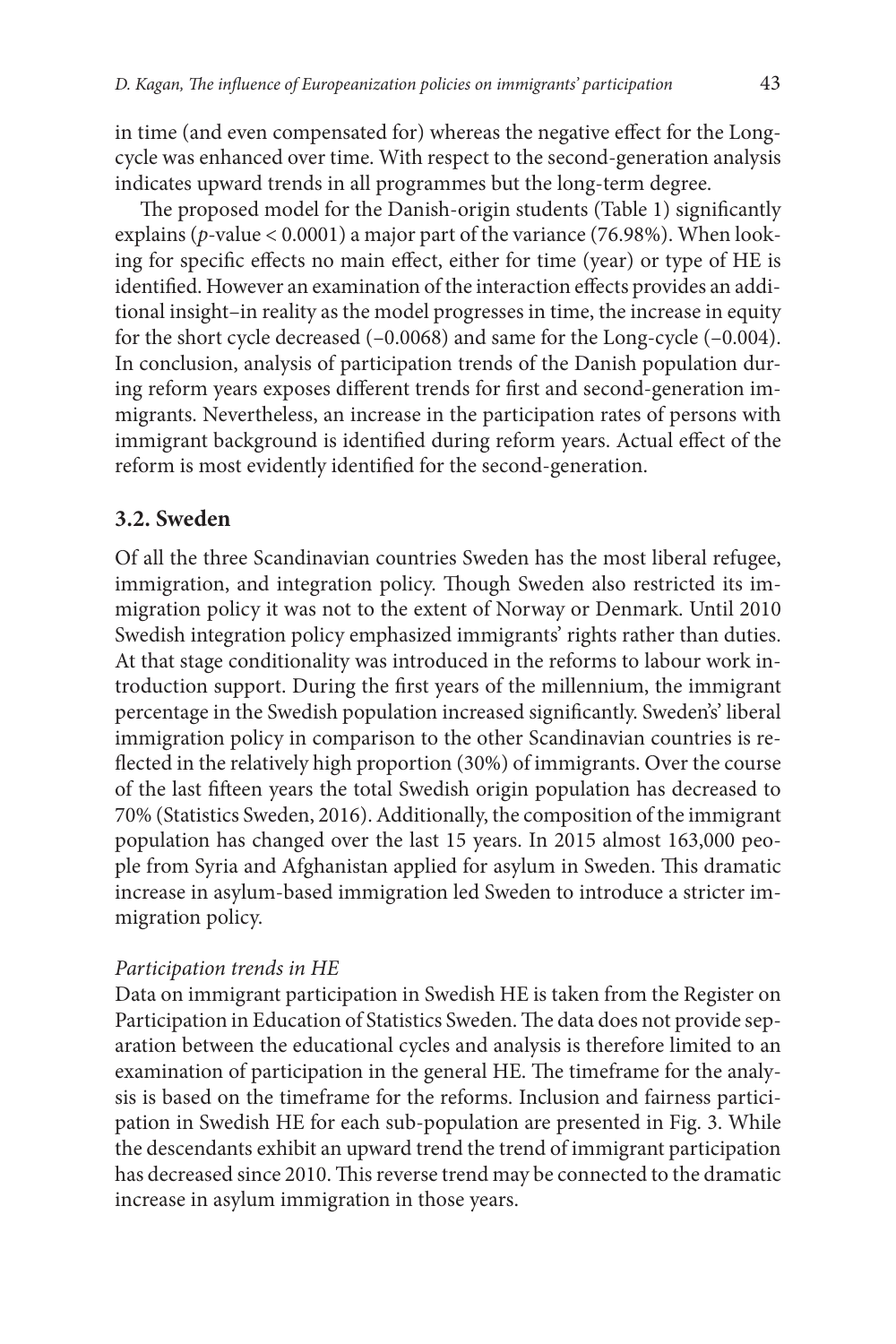in time (and even compensated for) whereas the negative effect for the Long-cycle was enhanced over time. With respect to the second-generation analysis indicates upward trends in all programmes but the long-term degree.

The proposed model for the Danish-origin students (Table 1) significantly explains ($p$-value < 0.0001) a major part of the variance (76.98%). When looking for specific effects no main effect, either for time (year) or type of HE is identified. However an examination of the interaction effects provides an additional insight–in reality as the model progresses in time, the increase in equity for the short cycle decreased (–0.0068) and same for the Long-cycle (–0.004). In conclusion, analysis of participation trends of the Danish population during reform years exposes different trends for first and second-generation immigrants. Nevertheless, an increase in the participation rates of persons with immigrant background is identified during reform years. Actual effect of the reform is most evidently identified for the second-generation.

### 3.2. Sweden

Of all the three Scandinavian countries Sweden has the most liberal refugee, immigration, and integration policy. Though Sweden also restricted its immigration policy it was not to the extent of Norway or Denmark. Until 2010 Swedish integration policy emphasized immigrants' rights rather than duties. At that stage conditionality was introduced in the reforms to labour work introduction support. During the first years of the millennium, the immigrant percentage in the Swedish population increased significantly. Sweden's' liberal immigration policy in comparison to the other Scandinavian countries is reflected in the relatively high proportion (30%) of immigrants. Over the course of the last fifteen years the total Swedish origin population has decreased to 70% (Statistics Sweden, 2016). Additionally, the composition of the immigrant population has changed over the last 15 years. In 2015 almost 163,000 people from Syria and Afghanistan applied for asylum in Sweden. This dramatic increase in asylum-based immigration led Sweden to introduce a stricter immigration policy.

*Participation trends in HE*

Data on immigrant participation in Swedish HE is taken from the Register on Participation in Education of Statistics Sweden. The data does not provide separation between the educational cycles and analysis is therefore limited to an examination of participation in the general HE. The timeframe for the analysis is based on the timeframe for the reforms. Inclusion and fairness participation in Swedish HE for each sub-population are presented in Fig. 3. While the descendants exhibit an upward trend the trend of immigrant participation has decreased since 2010. This reverse trend may be connected to the dramatic increase in asylum immigration in those years.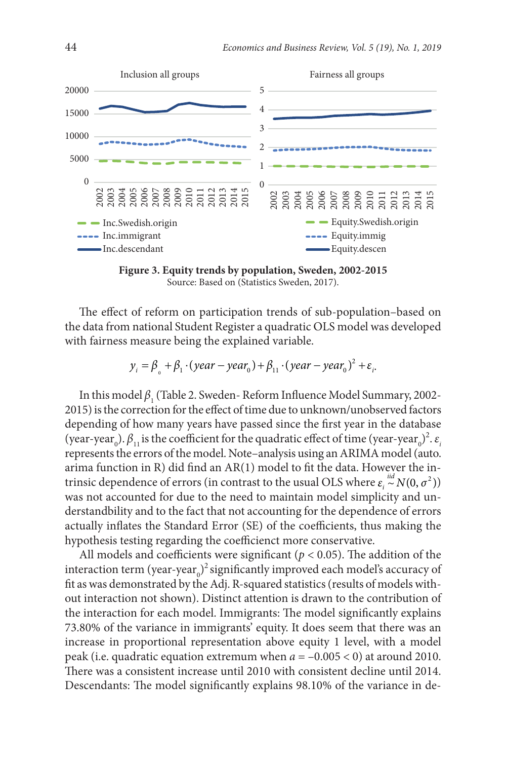Figure 3. **Equity trends by population, Sweden, 2002-2015**

Source: Based on (Statistics Sweden, 2017).

The effect of reform on participation trends of sub-population–based on the data from national Student Register a quadratic OLS model was developed with fairness measure being the explained variable.

$$y_i = \beta_0 + \beta_1 \cdot (year - year_0) + \beta_{11} \cdot (year - year_0)^2 + \varepsilon_i.$$

In this model $\beta_1$ (Table 2. Sweden- Reform Influence Model Summary, 2002-2015) is the correction for the effect of time due to unknown/unobserved factors depending of how many years have passed since the first year in the database (year-year$_0$). $\beta_{11}$ is the coefficient for the quadratic effect of time (year-year$_0$)$^2$. $\varepsilon_i$ represents the errors of the model. Note–analysis using an ARIMA model (auto.arima function in R) did find an AR(1) model to fit the data. However the intrinsic dependence of errors (in contrast to the usual OLS where $\varepsilon_i \overset{iid}{\sim} N(0, \sigma^2)$) was not accounted for due to the need to maintain model simplicity and understandbility and to the fact that not accounting for the dependence of errors actually inflates the Standard Error (SE) of the coefficients, thus making the hypothesis testing regarding the coefficienct more conservative.

All models and coefficients were significant ($p < 0.05$). The addition of the interaction term (year-year$_0$)$^2$ significantly improved each model's accuracy of fit as was demonstrated by the Adj. R-squared statistics (results of models without interaction not shown). Distinct attention is drawn to the contribution of the interaction for each model. Immigrants: The model significantly explains 73.80% of the variance in immigrants' equity. It does seem that there was an increase in proportional representation above equity 1 level, with a model peak (i.e. quadratic equation extremum when $a = -0.005 < 0$) at around 2010. There was a consistent increase until 2010 with consistent decline until 2014. Descendants: The model significantly explains 98.10% of the variance in de-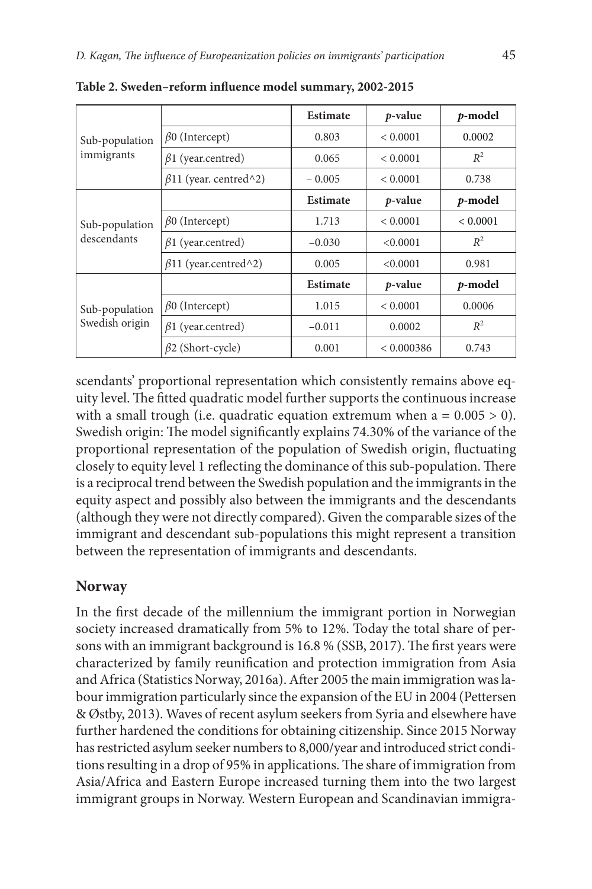**Table 2. Sweden–reform influence model summary, 2002-2015**

| | | Estimate | *p*-value | *p*-model |
|---|---|---|---|---|
| Sub-population immigrants | $\beta 0$ (Intercept) | 0.803 | < 0.0001 | 0.0002 |
| | $\beta 1$ (year.centred) | 0.065 | < 0.0001 | $R^2$ |
| | $\beta 11$ (year. centred^2) | − 0.005 | < 0.0001 | 0.738 |
| | | **Estimate** | ***p*-value** | ***p*-model** |
| Sub-population descendants | $\beta 0$ (Intercept) | 1.713 | < 0.0001 | < 0.0001 |
| | $\beta 1$ (year.centred) | −0.030 | <0.0001 | $R^2$ |
| | $\beta 11$ (year.centred^2) | 0.005 | <0.0001 | 0.981 |
| | | **Estimate** | ***p*-value** | ***p*-model** |
| Sub-population Swedish origin | $\beta 0$ (Intercept) | 1.015 | < 0.0001 | 0.0006 |
| | $\beta 1$ (year.centred) | −0.011 | 0.0002 | $R^2$ |
| | $\beta 2$ (Short-cycle) | 0.001 | < 0.000386 | 0.743 |

scendants' proportional representation which consistently remains above equity level. The fitted quadratic model further supports the continuous increase with a small trough (i.e. quadratic equation extremum when $a = 0.005 > 0$). Swedish origin: The model significantly explains 74.30% of the variance of the proportional representation of the population of Swedish origin, fluctuating closely to equity level 1 reflecting the dominance of this sub-population. There is a reciprocal trend between the Swedish population and the immigrants in the equity aspect and possibly also between the immigrants and the descendants (although they were not directly compared). Given the comparable sizes of the immigrant and descendant sub-populations this might represent a transition between the representation of immigrants and descendants.

## Norway

In the first decade of the millennium the immigrant portion in Norwegian society increased dramatically from 5% to 12%. Today the total share of persons with an immigrant background is 16.8 % (SSB, 2017). The first years were characterized by family reunification and protection immigration from Asia and Africa (Statistics Norway, 2016a). After 2005 the main immigration was labour immigration particularly since the expansion of the EU in 2004 (Pettersen & Østby, 2013). Waves of recent asylum seekers from Syria and elsewhere have further hardened the conditions for obtaining citizenship. Since 2015 Norway has restricted asylum seeker numbers to 8,000/year and introduced strict conditions resulting in a drop of 95% in applications. The share of immigration from Asia/Africa and Eastern Europe increased turning them into the two largest immigrant groups in Norway. Western European and Scandinavian immigra-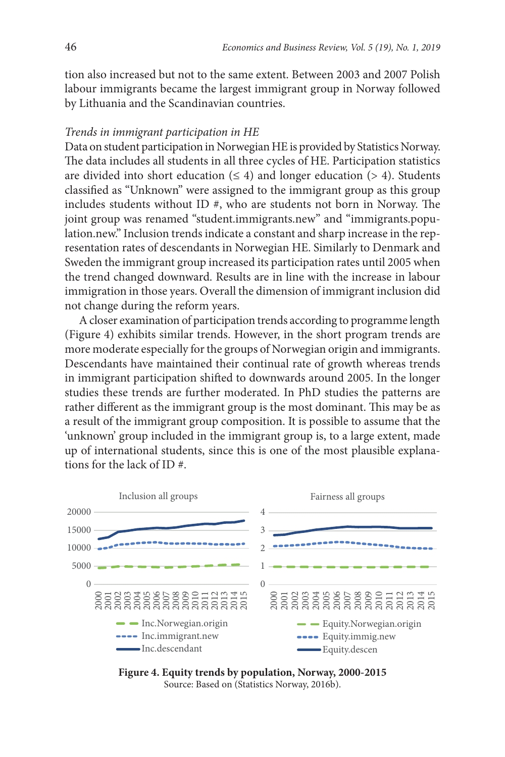tion also increased but not to the same extent. Between 2003 and 2007 Polish labour immigrants became the largest immigrant group in Norway followed by Lithuania and the Scandinavian countries.

*Trends in immigrant participation in HE*

Data on student participation in Norwegian HE is provided by Statistics Norway. The data includes all students in all three cycles of HE. Participation statistics are divided into short education (≤ 4) and longer education (> 4). Students classified as "Unknown" were assigned to the immigrant group as this group includes students without ID #, who are students not born in Norway. The joint group was renamed "student.immigrants.new" and "immigrants.population.new." Inclusion trends indicate a constant and sharp increase in the representation rates of descendants in Norwegian HE. Similarly to Denmark and Sweden the immigrant group increased its participation rates until 2005 when the trend changed downward. Results are in line with the increase in labour immigration in those years. Overall the dimension of immigrant inclusion did not change during the reform years.

A closer examination of participation trends according to programme length (Figure 4) exhibits similar trends. However, in the short program trends are more moderate especially for the groups of Norwegian origin and immigrants. Descendants have maintained their continual rate of growth whereas trends in immigrant participation shifted to downwards around 2005. In the longer studies these trends are further moderated. In PhD studies the patterns are rather different as the immigrant group is the most dominant. This may be as a result of the immigrant group composition. It is possible to assume that the 'unknown' group included in the immigrant group is, to a large extent, made up of international students, since this is one of the most plausible explanations for the lack of ID #.

**Figure 4. Equity trends by population, Norway, 2000-2015**

Source: Based on (Statistics Norway, 2016b).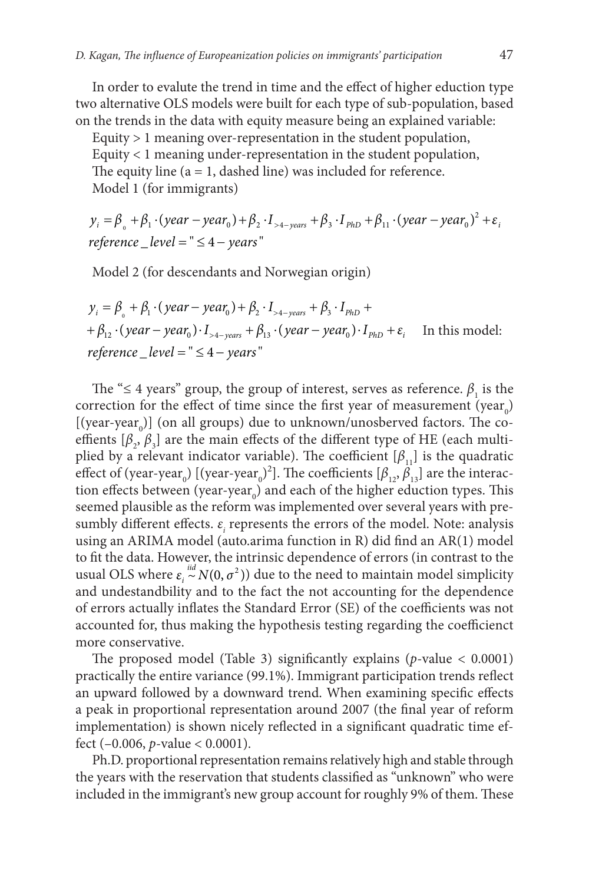In order to evalute the trend in time and the effect of higher eduction type two alternative OLS models were built for each type of sub-population, based on the trends in the data with equity measure being an explained variable:

Equity > 1 meaning over-representation in the student population,

Equity < 1 meaning under-representation in the student population,

The equity line (a = 1, dashed line) was included for reference.

Model 1 (for immigrants)

$$y_i = \beta_0 + \beta_1 \cdot (year - year_0) + \beta_2 \cdot I_{>4-years} + \beta_3 \cdot I_{PhD} + \beta_{11} \cdot (year - year_0)^2 + \varepsilon_i$$
$$reference\_level = "\leq 4 - years"$$

Model 2 (for descendants and Norwegian origin)

$$y_i = \beta_0 + \beta_1 \cdot (year - year_0) + \beta_2 \cdot I_{>4-years} + \beta_3 \cdot I_{PhD} +$$
$$+ \beta_{12} \cdot (year - year_0) \cdot I_{>4-years} + \beta_{13} \cdot (year - year_0) \cdot I_{PhD} + \varepsilon_i$$

In this model:

$$reference\_level = "\leq 4 - years"$$

The "≤ 4 years" group, the group of interest, serves as reference. $\beta_1$ is the correction for the effect of time since the first year of measurement ($year_0$) [($year-year_0$)] (on all groups) due to unknown/unosberved factors. The coeffients [$\beta_2$, $\beta_3$] are the main effects of the different type of HE (each multiplied by a relevant indicator variable). The coefficient [$\beta_{11}$] is the quadratic effect of ($year-year_0$) [$(year-year_0)^2$]. The coefficients [$\beta_{12}$, $\beta_{13}$] are the interaction effects between ($year-year_0$) and each of the higher eduction types. This seemed plausible as the reform was implemented over several years with presumbly different effects. $\varepsilon_i$ represents the errors of the model. Note: analysis using an ARIMA model (auto.arima function in R) did find an AR(1) model to fit the data. However, the intrinsic dependence of errors (in contrast to the usual OLS where $\varepsilon_i \overset{iid}{\sim} N(0, \sigma^2)$) due to the need to maintain model simplicity and undestandbility and to the fact the not accounting for the dependence of errors actually inflates the Standard Error (SE) of the coefficients was not accounted for, thus making the hypothesis testing regarding the coefficienct more conservative.

The proposed model (Table 3) significantly explains ($p$-value < 0.0001) practically the entire variance (99.1%). Immigrant participation trends reflect an upward followed by a downward trend. When examining specific effects a peak in proportional representation around 2007 (the final year of reform implementation) is shown nicely reflected in a significant quadratic time effect (–0.006, $p$-value < 0.0001).

Ph.D. proportional representation remains relatively high and stable through the years with the reservation that students classified as "unknown" who were included in the immigrant's new group account for roughly 9% of them. These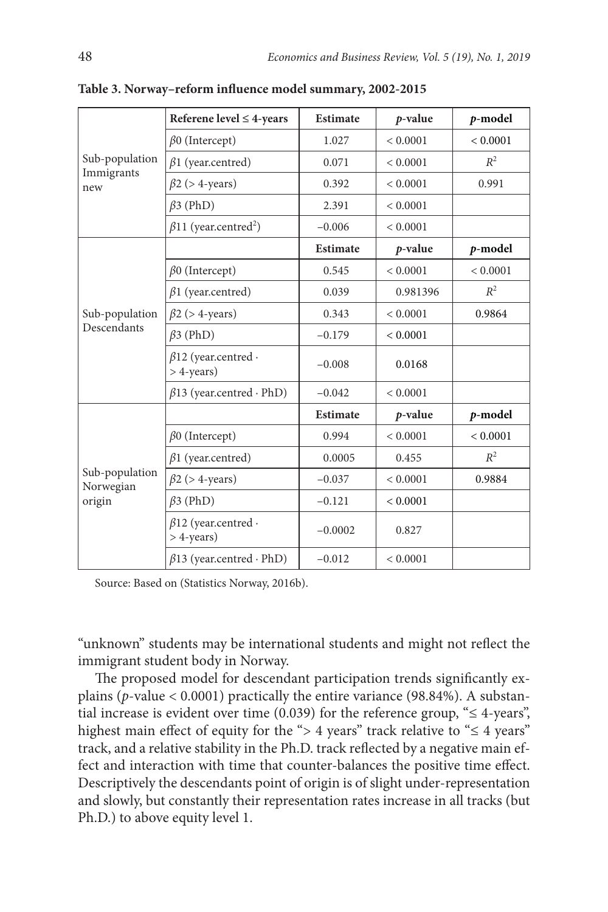**Table 3. Norway–reform influence model summary, 2002-2015**

| | Referene level ≤ 4-years | Estimate | *p*-value | *p*-model |
|---|---|---|---|---|
| Sub-population Immigrants new | $\beta$0 (Intercept) | 1.027 | < 0.0001 | < 0.0001 |
| | $\beta$1 (year.centred) | 0.071 | < 0.0001 | $R^2$ |
| | $\beta$2 (> 4-years) | 0.392 | < 0.0001 | 0.991 |
| | $\beta$3 (PhD) | 2.391 | < 0.0001 | |
| | $\beta$11 (year.centred$^2$) | −0.006 | < 0.0001 | |
| Sub-population Descendants | | **Estimate** | ***p*-value** | ***p*-model** |
| | $\beta$0 (Intercept) | 0.545 | < 0.0001 | < 0.0001 |
| | $\beta$1 (year.centred) | 0.039 | 0.981396 | $R^2$ |
| | $\beta$2 (> 4-years) | 0.343 | < 0.0001 | 0.9864 |
| | $\beta$3 (PhD) | −0.179 | < 0.0001 | |
| | $\beta$12 (year.centred · > 4-years) | −0.008 | 0.0168 | |
| | $\beta$13 (year.centred · PhD) | −0.042 | < 0.0001 | |
| Sub-population Norwegian origin | | **Estimate** | ***p*-value** | ***p*-model** |
| | $\beta$0 (Intercept) | 0.994 | < 0.0001 | < 0.0001 |
| | $\beta$1 (year.centred) | 0.0005 | 0.455 | $R^2$ |
| | $\beta$2 (> 4-years) | −0.037 | < 0.0001 | 0.9884 |
| | $\beta$3 (PhD) | −0.121 | < 0.0001 | |
| | $\beta$12 (year.centred · > 4-years) | −0.0002 | 0.827 | |
| | $\beta$13 (year.centred · PhD) | −0.012 | < 0.0001 | |

Source: Based on (Statistics Norway, 2016b).

"unknown" students may be international students and might not reflect the immigrant student body in Norway.

The proposed model for descendant participation trends significantly explains ($p$-value < 0.0001) practically the entire variance (98.84%). A substantial increase is evident over time (0.039) for the reference group, "≤ 4-years", highest main effect of equity for the "> 4 years" track relative to "≤ 4 years" track, and a relative stability in the Ph.D. track reflected by a negative main effect and interaction with time that counter-balances the positive time effect. Descriptively the descendants point of origin is of slight under-representation and slowly, but constantly their representation rates increase in all tracks (but Ph.D.) to above equity level 1.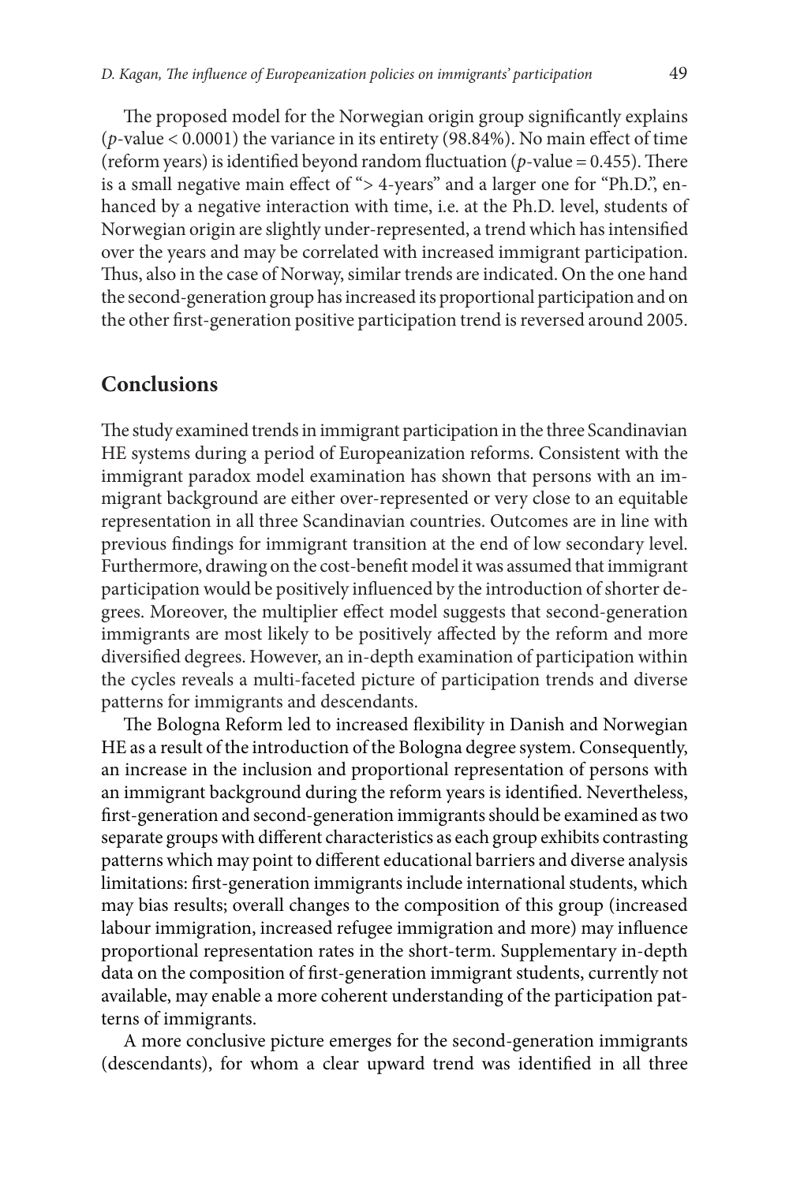The proposed model for the Norwegian origin group significantly explains ($p$-value < 0.0001) the variance in its entirety (98.84%). No main effect of time (reform years) is identified beyond random fluctuation ($p$-value = 0.455). There is a small negative main effect of "> 4-years" and a larger one for "Ph.D.", enhanced by a negative interaction with time, i.e. at the Ph.D. level, students of Norwegian origin are slightly under-represented, a trend which has intensified over the years and may be correlated with increased immigrant participation. Thus, also in the case of Norway, similar trends are indicated. On the one hand the second-generation group has increased its proportional participation and on the other first-generation positive participation trend is reversed around 2005.

## Conclusions

The study examined trends in immigrant participation in the three Scandinavian HE systems during a period of Europeanization reforms. Consistent with the immigrant paradox model examination has shown that persons with an immigrant background are either over-represented or very close to an equitable representation in all three Scandinavian countries. Outcomes are in line with previous findings for immigrant transition at the end of low secondary level. Furthermore, drawing on the cost-benefit model it was assumed that immigrant participation would be positively influenced by the introduction of shorter degrees. Moreover, the multiplier effect model suggests that second-generation immigrants are most likely to be positively affected by the reform and more diversified degrees. However, an in-depth examination of participation within the cycles reveals a multi-faceted picture of participation trends and diverse patterns for immigrants and descendants.

The Bologna Reform led to increased flexibility in Danish and Norwegian HE as a result of the introduction of the Bologna degree system. Consequently, an increase in the inclusion and proportional representation of persons with an immigrant background during the reform years is identified. Nevertheless, first-generation and second-generation immigrants should be examined as two separate groups with different characteristics as each group exhibits contrasting patterns which may point to different educational barriers and diverse analysis limitations: first-generation immigrants include international students, which may bias results; overall changes to the composition of this group (increased labour immigration, increased refugee immigration and more) may influence proportional representation rates in the short-term. Supplementary in-depth data on the composition of first-generation immigrant students, currently not available, may enable a more coherent understanding of the participation patterns of immigrants.

A more conclusive picture emerges for the second-generation immigrants (descendants), for whom a clear upward trend was identified in all three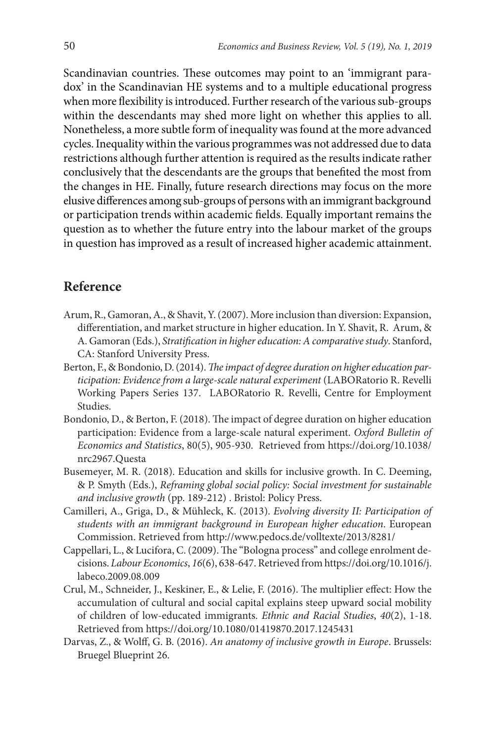Scandinavian countries. These outcomes may point to an 'immigrant paradox' in the Scandinavian HE systems and to a multiple educational progress when more flexibility is introduced. Further research of the various sub-groups within the descendants may shed more light on whether this applies to all. Nonetheless, a more subtle form of inequality was found at the more advanced cycles. Inequality within the various programmes was not addressed due to data restrictions although further attention is required as the results indicate rather conclusively that the descendants are the groups that benefited the most from the changes in HE. Finally, future research directions may focus on the more elusive differences among sub-groups of persons with an immigrant background or participation trends within academic fields. Equally important remains the question as to whether the future entry into the labour market of the groups in question has improved as a result of increased higher academic attainment.

## Reference

Arum, R., Gamoran, A., & Shavit, Y. (2007). More inclusion than diversion: Expansion, differentiation, and market structure in higher education. In Y. Shavit, R. Arum, & A. Gamoran (Eds.), *Stratification in higher education: A comparative study*. Stanford, CA: Stanford University Press.

Berton, F., & Bondonio, D. (2014). *The impact of degree duration on higher education participation: Evidence from a large-scale natural experiment* (LABORatorio R. Revelli Working Papers Series 137. LABORatorio R. Revelli, Centre for Employment Studies.

Bondonio, D., & Berton, F. (2018). The impact of degree duration on higher education participation: Evidence from a large-scale natural experiment. *Oxford Bulletin of Economics and Statistics*, 80(5), 905-930. Retrieved from https://doi.org/10.1038/nrc2967.Questa

Busemeyer, M. R. (2018). Education and skills for inclusive growth. In C. Deeming, & P. Smyth (Eds.), *Reframing global social policy: Social investment for sustainable and inclusive growth* (pp. 189-212) . Bristol: Policy Press.

Camilleri, A., Griga, D., & Mühleck, K. (2013). *Evolving diversity II: Participation of students with an immigrant background in European higher education*. European Commission. Retrieved from http://www.pedocs.de/volltexte/2013/8281/

Cappellari, L., & Lucifora, C. (2009). The "Bologna process" and college enrolment decisions. *Labour Economics*, *16*(6), 638-647. Retrieved from https://doi.org/10.1016/j.labeco.2009.08.009

Crul, M., Schneider, J., Keskiner, E., & Lelie, F. (2016). The multiplier effect: How the accumulation of cultural and social capital explains steep upward social mobility of children of low-educated immigrants. *Ethnic and Racial Studies*, *40*(2), 1-18. Retrieved from https://doi.org/10.1080/01419870.2017.1245431

Darvas, Z., & Wolff, G. B. (2016). *An anatomy of inclusive growth in Europe*. Brussels: Bruegel Blueprint 26.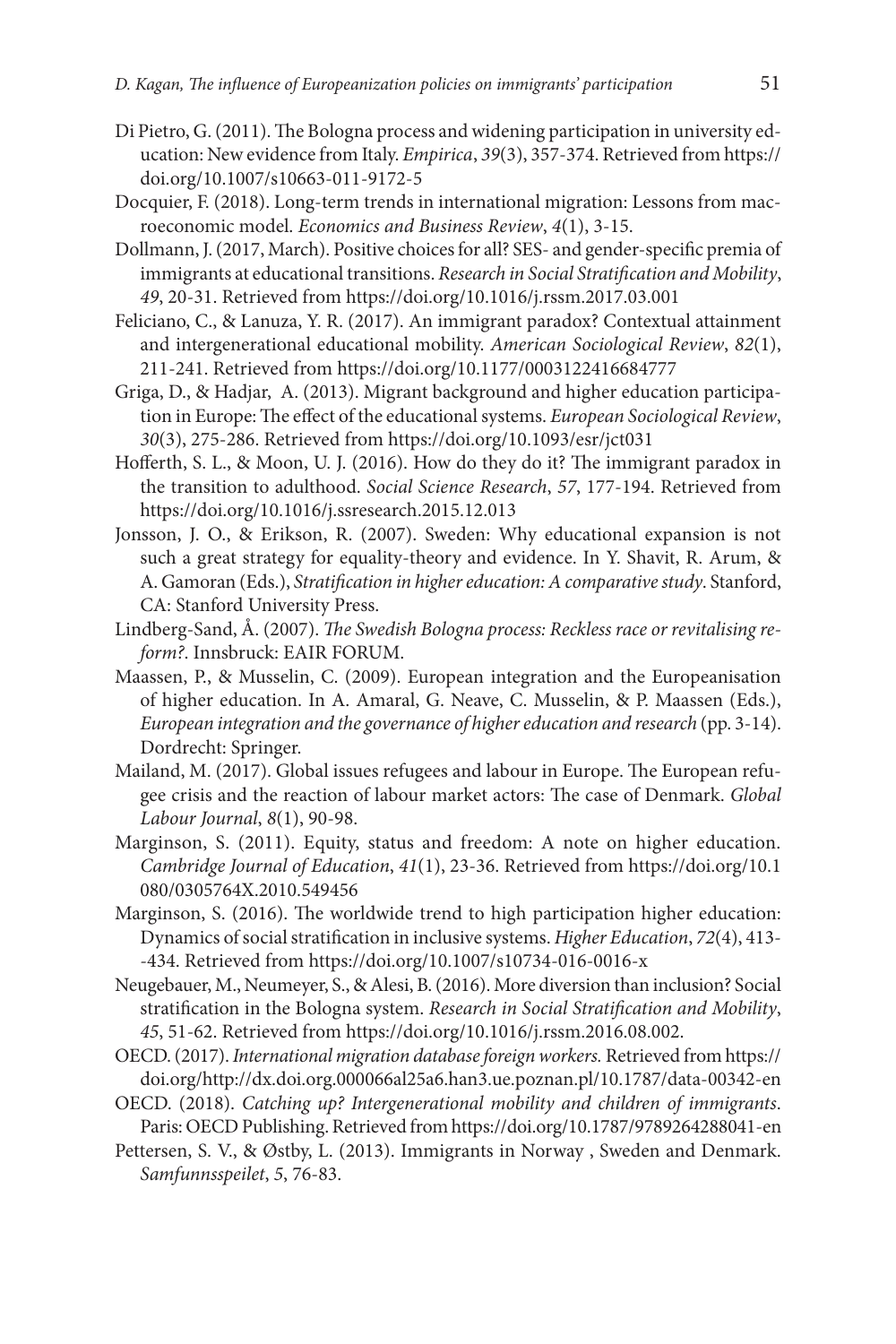Di Pietro, G. (2011). The Bologna process and widening participation in university education: New evidence from Italy. *Empirica*, *39*(3), 357-374. Retrieved from https://doi.org/10.1007/s10663-011-9172-5

Docquier, F. (2018). Long-term trends in international migration: Lessons from macroeconomic model. *Economics and Business Review*, *4*(1), 3-15.

Dollmann, J. (2017, March). Positive choices for all? SES- and gender-specific premia of immigrants at educational transitions. *Research in Social Stratification and Mobility*, *49*, 20-31. Retrieved from https://doi.org/10.1016/j.rssm.2017.03.001

Feliciano, C., & Lanuza, Y. R. (2017). An immigrant paradox? Contextual attainment and intergenerational educational mobility. *American Sociological Review*, *82*(1), 211-241. Retrieved from https://doi.org/10.1177/0003122416684777

Griga, D., & Hadjar, A. (2013). Migrant background and higher education participation in Europe: The effect of the educational systems. *European Sociological Review*, *30*(3), 275-286. Retrieved from https://doi.org/10.1093/esr/jct031

Hofferth, S. L., & Moon, U. J. (2016). How do they do it? The immigrant paradox in the transition to adulthood. *Social Science Research*, *57*, 177-194. Retrieved from https://doi.org/10.1016/j.ssresearch.2015.12.013

Jonsson, J. O., & Erikson, R. (2007). Sweden: Why educational expansion is not such a great strategy for equality-theory and evidence. In Y. Shavit, R. Arum, & A. Gamoran (Eds.), *Stratification in higher education: A comparative study*. Stanford, CA: Stanford University Press.

Lindberg-Sand, Å. (2007). *The Swedish Bologna process: Reckless race or revitalising reform?*. Innsbruck: EAIR FORUM.

Maassen, P., & Musselin, C. (2009). European integration and the Europeanisation of higher education. In A. Amaral, G. Neave, C. Musselin, & P. Maassen (Eds.), *European integration and the governance of higher education and research* (pp. 3-14). Dordrecht: Springer.

Mailand, M. (2017). Global issues refugees and labour in Europe. The European refugee crisis and the reaction of labour market actors: The case of Denmark. *Global Labour Journal*, *8*(1), 90-98.

Marginson, S. (2011). Equity, status and freedom: A note on higher education. *Cambridge Journal of Education*, *41*(1), 23-36. Retrieved from https://doi.org/10.1080/0305764X.2010.549456

Marginson, S. (2016). The worldwide trend to high participation higher education: Dynamics of social stratification in inclusive systems. *Higher Education*, *72*(4), 413--434. Retrieved from https://doi.org/10.1007/s10734-016-0016-x

Neugebauer, M., Neumeyer, S., & Alesi, B. (2016). More diversion than inclusion? Social stratification in the Bologna system. *Research in Social Stratification and Mobility*, *45*, 51-62. Retrieved from https://doi.org/10.1016/j.rssm.2016.08.002.

OECD. (2017). *International migration database foreign workers.* Retrieved from https://doi.org/http://dx.doi.org.000066al25a6.han3.ue.poznan.pl/10.1787/data-00342-en

OECD. (2018). *Catching up? Intergenerational mobility and children of immigrants*. Paris: OECD Publishing. Retrieved from https://doi.org/10.1787/9789264288041-en

Pettersen, S. V., & Østby, L. (2013). Immigrants in Norway , Sweden and Denmark. *Samfunnsspeilet*, *5*, 76-83.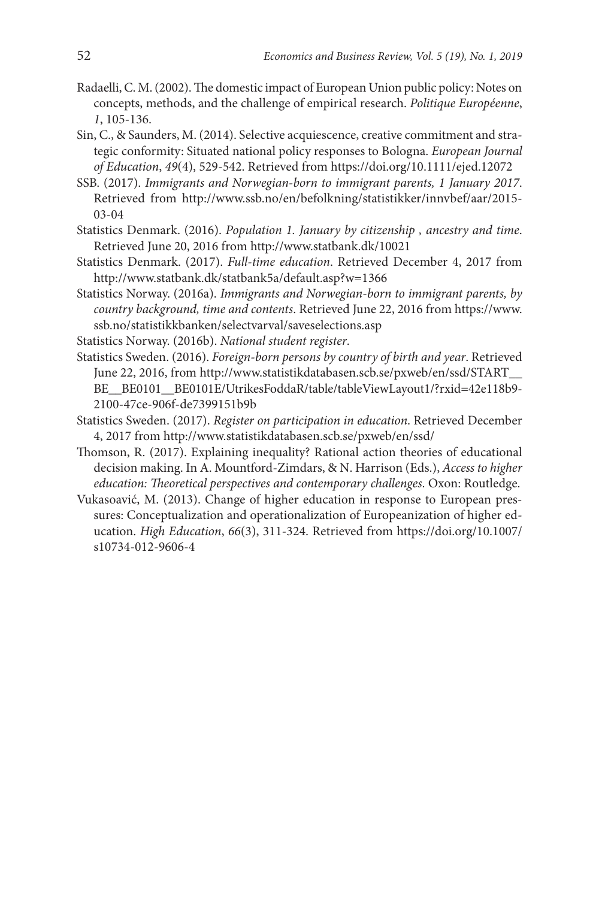Radaelli, C. M. (2002). The domestic impact of European Union public policy: Notes on concepts, methods, and the challenge of empirical research. *Politique Européenne*, *1*, 105-136.

Sin, C., & Saunders, M. (2014). Selective acquiescence, creative commitment and strategic conformity: Situated national policy responses to Bologna. *European Journal of Education*, *49*(4), 529-542. Retrieved from https://doi.org/10.1111/ejed.12072

SSB. (2017). *Immigrants and Norwegian-born to immigrant parents, 1 January 2017*. Retrieved from http://www.ssb.no/en/befolkning/statistikker/innvbef/aar/2015-03-04

Statistics Denmark. (2016). *Population 1. January by citizenship , ancestry and time*. Retrieved June 20, 2016 from http://www.statbank.dk/10021

Statistics Denmark. (2017). *Full-time education*. Retrieved December 4, 2017 from http://www.statbank.dk/statbank5a/default.asp?w=1366

Statistics Norway. (2016a). *Immigrants and Norwegian-born to immigrant parents, by country background, time and contents*. Retrieved June 22, 2016 from https://www.ssb.no/statistikkbanken/selectvarval/saveselections.asp

Statistics Norway. (2016b). *National student register*.

Statistics Sweden. (2016). *Foreign-born persons by country of birth and year*. Retrieved June 22, 2016, from http://www.statistikdatabasen.scb.se/pxweb/en/ssd/START__BE__BE0101__BE0101E/UtrikesFoddaR/table/tableViewLayout1/?rxid=42e118b9-2100-47ce-906f-de7399151b9b

Statistics Sweden. (2017). *Register on participation in education*. Retrieved December 4, 2017 from http://www.statistikdatabasen.scb.se/pxweb/en/ssd/

Thomson, R. (2017). Explaining inequality? Rational action theories of educational decision making. In A. Mountford-Zimdars, & N. Harrison (Eds.), *Access to higher education: Theoretical perspectives and contemporary challenges*. Oxon: Routledge.

Vukasoavić, M. (2013). Change of higher education in response to European pressures: Conceptualization and operationalization of Europeanization of higher education. *High Education*, *66*(3), 311-324. Retrieved from https://doi.org/10.1007/s10734-012-9606-4